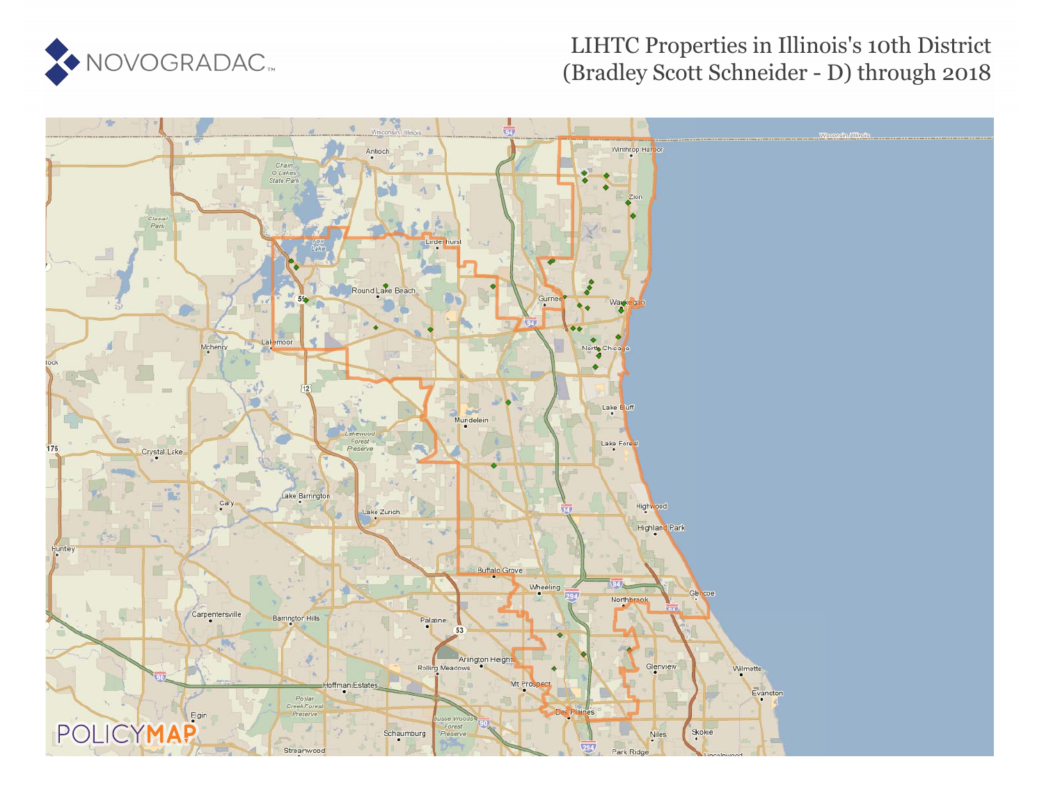NOVOGRADAC

# LIHTC Properties in Illinois's 10th District (Bradley Scott Schneider - D) through 2018

POLICYMAP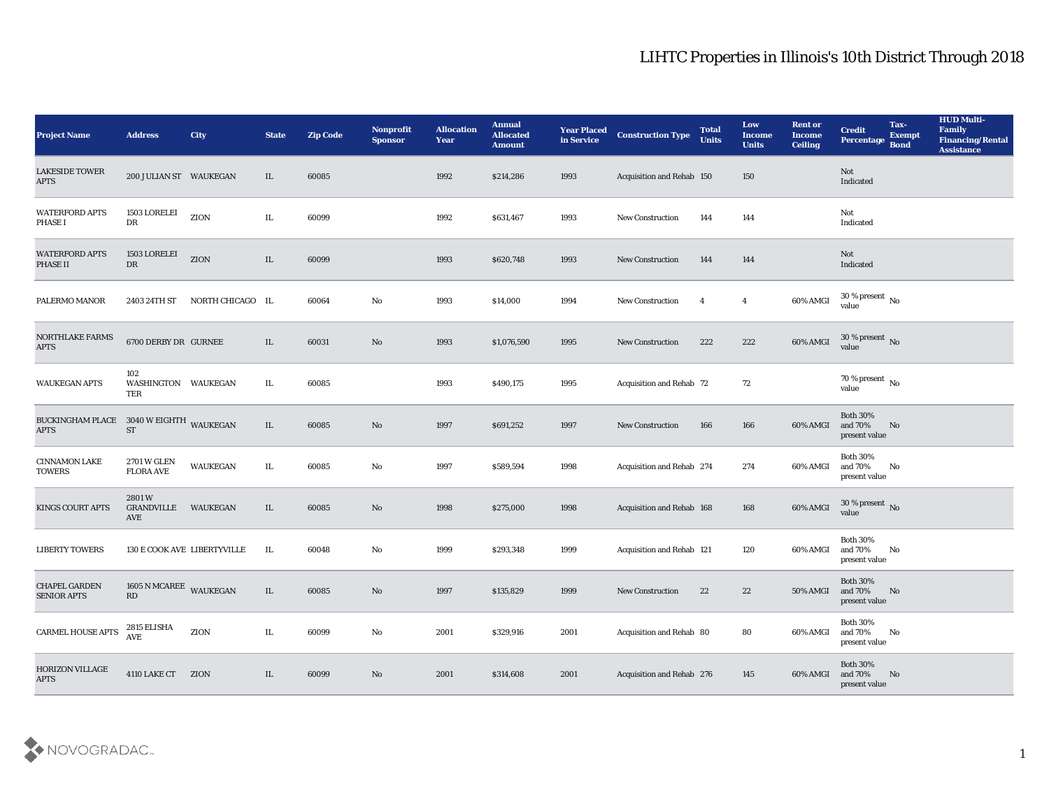# LIHTC Properties in Illinois's 10th District Through 2018

| Project Name | Address | City | State | Zip Code | Nonprofit Sponsor | Allocation Year | Annual Allocated Amount | Year Placed in Service | Construction Type | Total Units | Low Income Units | Rent or Income Ceiling | Credit Percentage | Tax-Exempt Bond | HUD Multi-Family Financing/Rental Assistance |
|---|---|---|---|---|---|---|---|---|---|---|---|---|---|---|---|
| LAKESIDE TOWER APTS | 200 JULIAN ST | WAUKEGAN | IL | 60085 | | 1992 | $214,286 | 1993 | Acquisition and Rehab | 150 | 150 | | Not Indicated | | |
| WATERFORD APTS PHASE I | 1503 LORELEI DR | ZION | IL | 60099 | | 1992 | $631,467 | 1993 | New Construction | 144 | 144 | | Not Indicated | | |
| WATERFORD APTS PHASE II | 1503 LORELEI DR | ZION | IL | 60099 | | 1993 | $620,748 | 1993 | New Construction | 144 | 144 | | Not Indicated | | |
| PALERMO MANOR | 2403 24TH ST | NORTH CHICAGO | IL | 60064 | No | 1993 | $14,000 | 1994 | New Construction | 4 | 4 | 60% AMGI | 30 % present value | No | |
| NORTHLAKE FARMS APTS | 6700 DERBY DR | GURNEE | IL | 60031 | No | 1993 | $1,076,590 | 1995 | New Construction | 222 | 222 | 60% AMGI | 30 % present value | No | |
| WAUKEGAN APTS | 102 WASHINGTON TER | WAUKEGAN | IL | 60085 | | 1993 | $490,175 | 1995 | Acquisition and Rehab | 72 | 72 | | 70 % present value | No | |
| BUCKINGHAM PLACE APTS | 3040 W EIGHTH ST | WAUKEGAN | IL | 60085 | No | 1997 | $691,252 | 1997 | New Construction | 166 | 166 | 60% AMGI | Both 30% and 70% present value | No | |
| CINNAMON LAKE TOWERS | 2701 W GLEN FLORA AVE | WAUKEGAN | IL | 60085 | No | 1997 | $589,594 | 1998 | Acquisition and Rehab | 274 | 274 | 60% AMGI | Both 30% and 70% present value | No | |
| KINGS COURT APTS | 2801 W GRANDVILLE AVE | WAUKEGAN | IL | 60085 | No | 1998 | $275,000 | 1998 | Acquisition and Rehab | 168 | 168 | 60% AMGI | 30 % present value | No | |
| LIBERTY TOWERS | 130 E COOK AVE | LIBERTYVILLE | IL | 60048 | No | 1999 | $293,348 | 1999 | Acquisition and Rehab | 121 | 120 | 60% AMGI | Both 30% and 70% present value | No | |
| CHAPEL GARDEN SENIOR APTS | 1605 N MCAREE RD | WAUKEGAN | IL | 60085 | No | 1997 | $135,829 | 1999 | New Construction | 22 | 22 | 50% AMGI | Both 30% and 70% present value | No | |
| CARMEL HOUSE APTS | 2815 ELISHA AVE | ZION | IL | 60099 | No | 2001 | $329,916 | 2001 | Acquisition and Rehab | 80 | 80 | 60% AMGI | Both 30% and 70% present value | No | |
| HORIZON VILLAGE APTS | 4110 LAKE CT | ZION | IL | 60099 | No | 2001 | $314,608 | 2001 | Acquisition and Rehab | 276 | 145 | 60% AMGI | Both 30% and 70% present value | No | |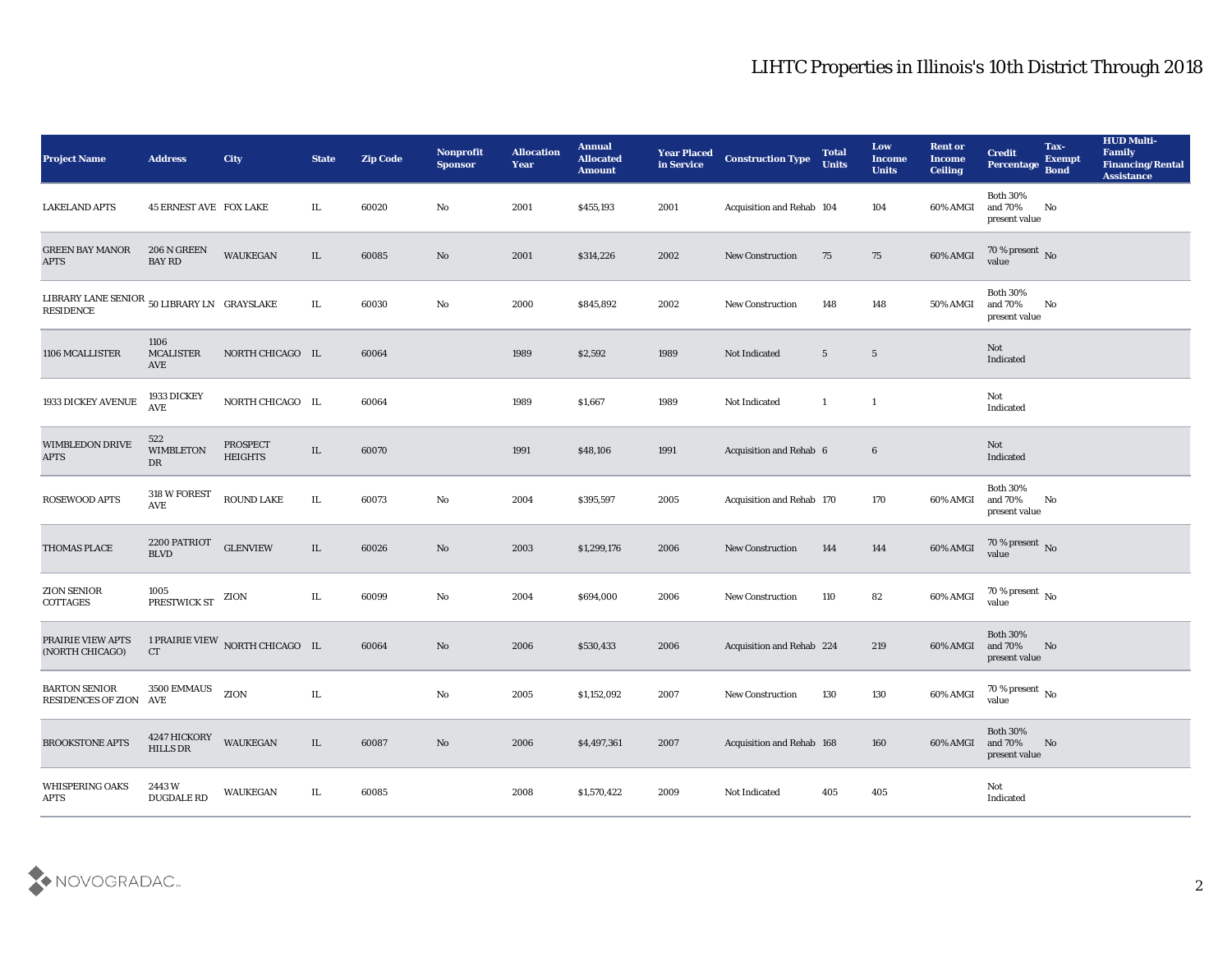# LIHTC Properties in Illinois's 10th District Through 2018

| Project Name | Address | City | State | Zip Code | Nonprofit Sponsor | Allocation Year | Annual Allocated Amount | Year Placed in Service | Construction Type | Total Units | Low Income Units | Rent or Income Ceiling | Credit Percentage | Tax-Exempt Bond | HUD Multi-Family Financing/Rental Assistance |
|---|---|---|---|---|---|---|---|---|---|---|---|---|---|---|---|
| LAKELAND APTS | 45 ERNEST AVE | FOX LAKE | IL | 60020 | No | 2001 | $455,193 | 2001 | Acquisition and Rehab | 104 | 104 | 60% AMGI | Both 30% and 70% present value | No | |
| GREEN BAY MANOR APTS | 206 N GREEN BAY RD | WAUKEGAN | IL | 60085 | No | 2001 | $314,226 | 2002 | New Construction | 75 | 75 | 60% AMGI | 70 % present value | No | |
| LIBRARY LANE SENIOR RESIDENCE | 50 LIBRARY LN | GRAYSLAKE | IL | 60030 | No | 2000 | $845,892 | 2002 | New Construction | 148 | 148 | 50% AMGI | Both 30% and 70% present value | No | |
| 1106 MCALLISTER | 1106 MCALISTER AVE | NORTH CHICAGO | IL | 60064 | | 1989 | $2,592 | 1989 | Not Indicated | 5 | 5 | | Not Indicated | | |
| 1933 DICKEY AVENUE | 1933 DICKEY AVE | NORTH CHICAGO | IL | 60064 | | 1989 | $1,667 | 1989 | Not Indicated | 1 | 1 | | Not Indicated | | |
| WIMBLEDON DRIVE APTS | 522 WIMBLETON DR | PROSPECT HEIGHTS | IL | 60070 | | 1991 | $48,106 | 1991 | Acquisition and Rehab | 6 | 6 | | Not Indicated | | |
| ROSEWOOD APTS | 318 W FOREST AVE | ROUND LAKE | IL | 60073 | No | 2004 | $395,597 | 2005 | Acquisition and Rehab | 170 | 170 | 60% AMGI | Both 30% and 70% present value | No | |
| THOMAS PLACE | 2200 PATRIOT BLVD | GLENVIEW | IL | 60026 | No | 2003 | $1,299,176 | 2006 | New Construction | 144 | 144 | 60% AMGI | 70 % present value | No | |
| ZION SENIOR COTTAGES | 1005 PRESTWICK ST | ZION | IL | 60099 | No | 2004 | $694,000 | 2006 | New Construction | 110 | 82 | 60% AMGI | 70 % present value | No | |
| PRAIRIE VIEW APTS (NORTH CHICAGO) | 1 PRAIRIE VIEW CT | NORTH CHICAGO | IL | 60064 | No | 2006 | $530,433 | 2006 | Acquisition and Rehab | 224 | 219 | 60% AMGI | Both 30% and 70% present value | No | |
| BARTON SENIOR RESIDENCES OF ZION | 3500 EMMAUS AVE | ZION | IL | | No | 2005 | $1,152,092 | 2007 | New Construction | 130 | 130 | 60% AMGI | 70 % present value | No | |
| BROOKSTONE APTS | 4247 HICKORY HILLS DR | WAUKEGAN | IL | 60087 | No | 2006 | $4,497,361 | 2007 | Acquisition and Rehab | 168 | 160 | 60% AMGI | Both 30% and 70% present value | No | |
| WHISPERING OAKS APTS | 2443 W DUGDALE RD | WAUKEGAN | IL | 60085 | | 2008 | $1,570,422 | 2009 | Not Indicated | 405 | 405 | | Not Indicated | | |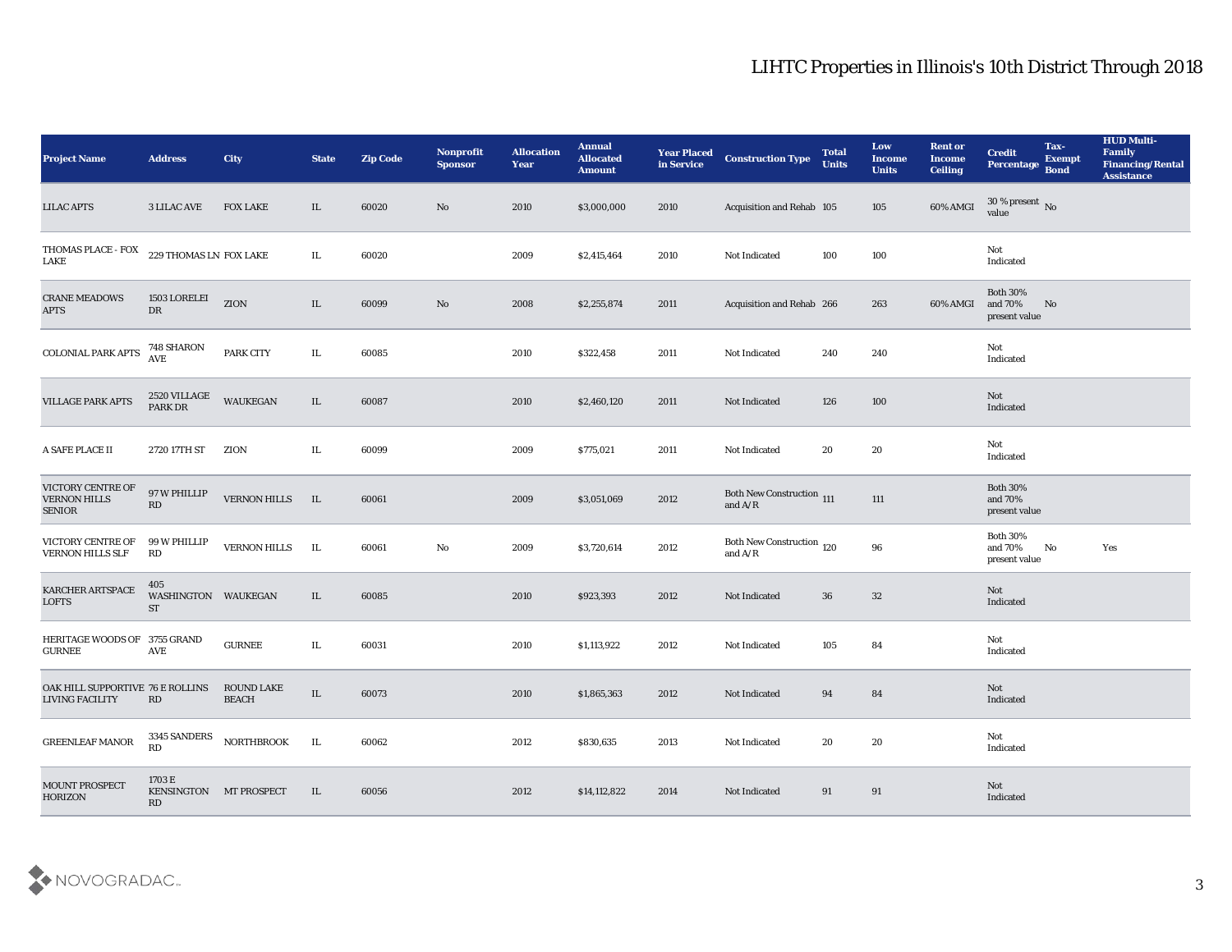# LIHTC Properties in Illinois's 10th District Through 2018

| Project Name | Address | City | State | Zip Code | Nonprofit Sponsor | Allocation Year | Annual Allocated Amount | Year Placed in Service | Construction Type | Total Units | Low Income Units | Rent or Income Ceiling | Credit Percentage | Tax-Exempt Bond | HUD Multi-Family Financing/Rental Assistance |
|---|---|---|---|---|---|---|---|---|---|---|---|---|---|---|---|
| LILAC APTS | 3 LILAC AVE | FOX LAKE | IL | 60020 | No | 2010 | $3,000,000 | 2010 | Acquisition and Rehab | 105 | 105 | 60% AMGI | 30 % present value | No | |
| THOMAS PLACE - FOX LAKE | 229 THOMAS LN | FOX LAKE | IL | 60020 | | 2009 | $2,415,464 | 2010 | Not Indicated | 100 | 100 | | Not Indicated | | |
| CRANE MEADOWS APTS | 1503 LORELEI DR | ZION | IL | 60099 | No | 2008 | $2,255,874 | 2011 | Acquisition and Rehab | 266 | 263 | 60% AMGI | Both 30% and 70% present value | No | |
| COLONIAL PARK APTS | 748 SHARON AVE | PARK CITY | IL | 60085 | | 2010 | $322,458 | 2011 | Not Indicated | 240 | 240 | | Not Indicated | | |
| VILLAGE PARK APTS | 2520 VILLAGE PARK DR | WAUKEGAN | IL | 60087 | | 2010 | $2,460,120 | 2011 | Not Indicated | 126 | 100 | | Not Indicated | | |
| A SAFE PLACE II | 2720 17TH ST | ZION | IL | 60099 | | 2009 | $775,021 | 2011 | Not Indicated | 20 | 20 | | Not Indicated | | |
| VICTORY CENTRE OF VERNON HILLS SENIOR | 97 W PHILLIP RD | VERNON HILLS | IL | 60061 | | 2009 | $3,051,069 | 2012 | Both New Construction and A/R | 111 | 111 | | Both 30% and 70% present value | | |
| VICTORY CENTRE OF VERNON HILLS SLF | 99 W PHILLIP RD | VERNON HILLS | IL | 60061 | No | 2009 | $3,720,614 | 2012 | Both New Construction and A/R | 120 | 96 | | Both 30% and 70% present value | No | Yes |
| KARCHER ARTSPACE LOFTS | 405 WASHINGTON ST | WAUKEGAN | IL | 60085 | | 2010 | $923,393 | 2012 | Not Indicated | 36 | 32 | | Not Indicated | | |
| HERITAGE WOODS OF GURNEE | 3755 GRAND AVE | GURNEE | IL | 60031 | | 2010 | $1,113,922 | 2012 | Not Indicated | 105 | 84 | | Not Indicated | | |
| OAK HILL SUPPORTIVE LIVING FACILITY | 76 E ROLLINS RD | ROUND LAKE BEACH | IL | 60073 | | 2010 | $1,865,363 | 2012 | Not Indicated | 94 | 84 | | Not Indicated | | |
| GREENLEAF MANOR | 3345 SANDERS RD | NORTHBROOK | IL | 60062 | | 2012 | $830,635 | 2013 | Not Indicated | 20 | 20 | | Not Indicated | | |
| MOUNT PROSPECT HORIZON | 1703 E KENSINGTON RD | MT PROSPECT | IL | 60056 | | 2012 | $14,112,822 | 2014 | Not Indicated | 91 | 91 | | Not Indicated | | |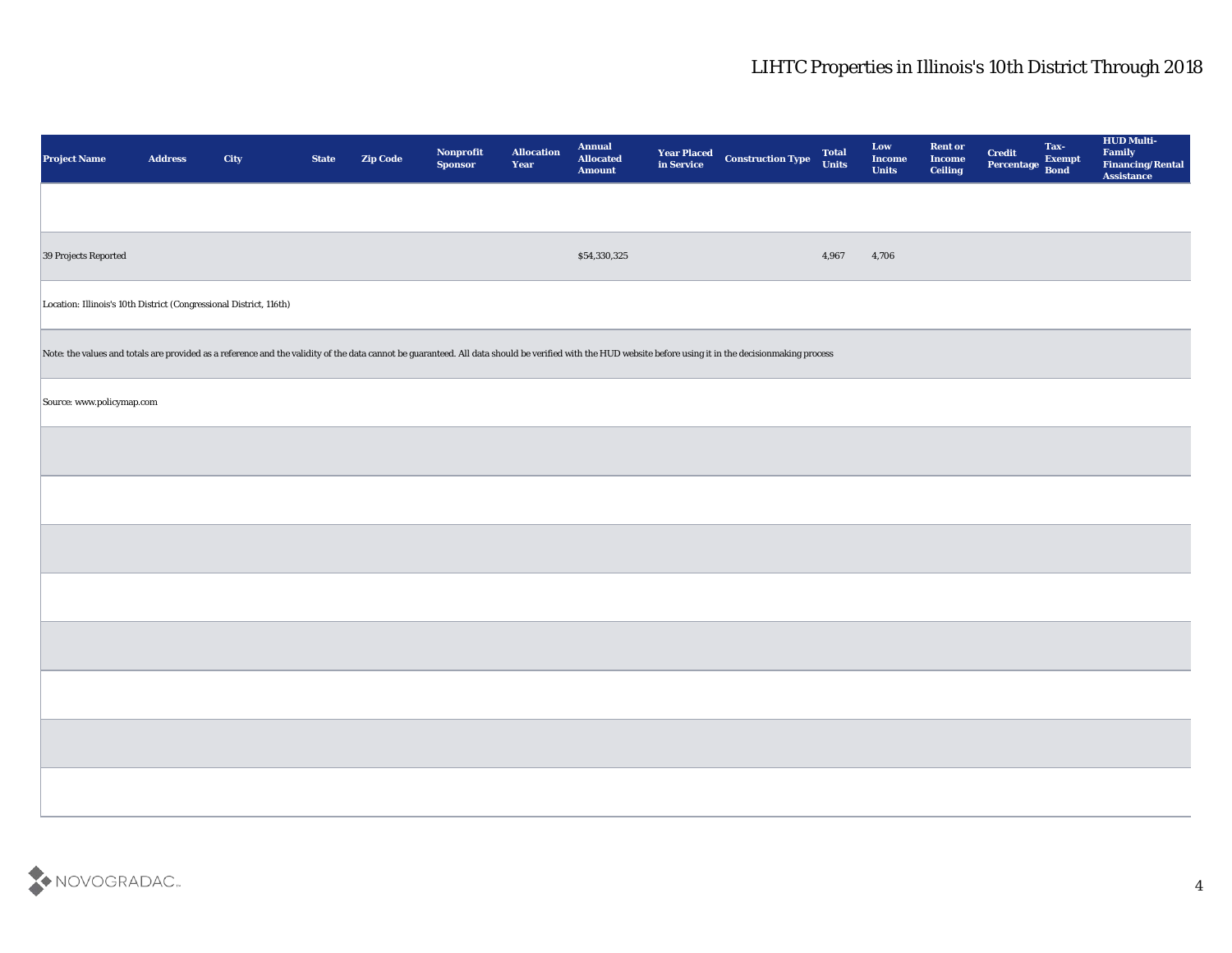| Project Name | Address | City | State | Zip Code | Nonprofit Sponsor | Allocation Year | Annual Allocated Amount | Year Placed in Service | Construction Type | Total Units | Low Income Units | Rent or Income Ceiling | Credit Percentage | Tax-Exempt Bond | HUD Multi-Family Financing/Rental Assistance |
|---|---|---|---|---|---|---|---|---|---|---|---|---|---|---|---|
| | | | | | | | | | | | | | | | |
| 39 Projects Reported | | | | | | | $54,330,325 | | | 4,967 | 4,706 | | | | |

Location: Illinois's 10th District (Congressional District, 116th)

Note: the values and totals are provided as a reference and the validity of the data cannot be guaranteed. All data should be verified with the HUD website before using it in the decisionmaking process

Source: www.policymap.com